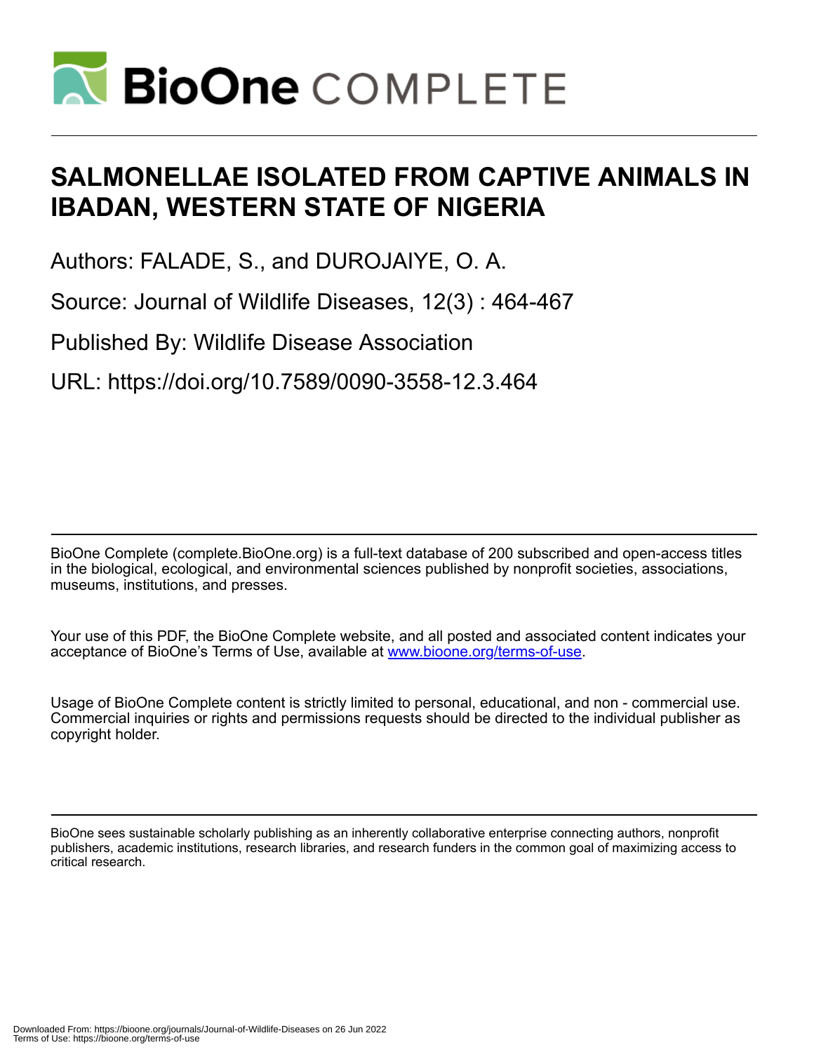# SALMONELLAE ISOLATED FROM CAPTIVE ANIMALS IN IBADAN, WESTERN STATE OF NIGERIA

Authors: FALADE, S., and DUROJAIYE, O. A.

Source: Journal of Wildlife Diseases, 12(3) : 464-467

Published By: Wildlife Disease Association

URL: https://doi.org/10.7589/0090-3558-12.3.464

BioOne Complete (complete.BioOne.org) is a full-text database of 200 subscribed and open-access titles in the biological, ecological, and environmental sciences published by nonprofit societies, associations, museums, institutions, and presses.

Your use of this PDF, the BioOne Complete website, and all posted and associated content indicates your acceptance of BioOne's Terms of Use, available at www.bioone.org/terms-of-use.

Usage of BioOne Complete content is strictly limited to personal, educational, and non - commercial use. Commercial inquiries or rights and permissions requests should be directed to the individual publisher as copyright holder.

BioOne sees sustainable scholarly publishing as an inherently collaborative enterprise connecting authors, nonprofit publishers, academic institutions, research libraries, and research funders in the common goal of maximizing access to critical research.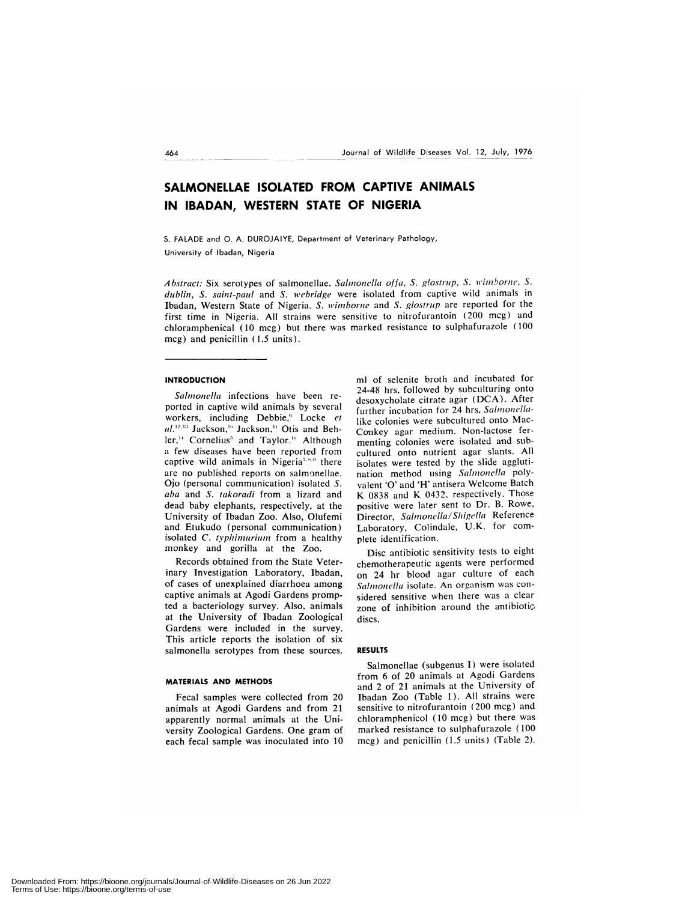# SALMONELLAE ISOLATED FROM CAPTIVE ANIMALS IN IBADAN, WESTERN STATE OF NIGERIA

S. FALADE and O. A. DUROJAIYE, Department of Veterinary Pathology, University of Ibadan, Nigeria

*Abstract:* Six serotypes of salmonellae, *Salmonella offa*, *S. glostrup*, *S. wimborne*, *S. dublin*, *S. saint-paul* and *S. webridge* were isolated from captive wild animals in Ibadan, Western State of Nigeria. *S. wimborne* and *S. glostrup* are reported for the first time in Nigeria. All strains were sensitive to nitrofurantoin (200 mcg) and chloramphenical (10 mcg) but there was marked resistance to sulphafurazole (100 mcg) and penicillin (1.5 units).

## INTRODUCTION

*Salmonella* infections have been reported in captive wild animals by several workers, including Debbie,[6] Locke *et al.*[12,13] Jackson,[10] Jackson,[11] Otis and Behler,[14] Cornelius[5] and Taylor.[16] Although a few diseases have been reported from captive wild animals in Nigeria[7,8,9] there are no published reports on salmonellae. Ojo (personal communication) isolated *S. aba* and *S. takoradi* from a lizard and dead baby elephants, respectively, at the University of Ibadan Zoo. Also, Olufemi and Etukudo (personal communication) isolated *C. typhimurium* from a healthy monkey and gorilla at the Zoo.

Records obtained from the State Veterinary Investigation Laboratory, Ibadan, of cases of unexplained diarrhoea among captive animals at Agodi Gardens prompted a bacteriology survey. Also, animals at the University of Ibadan Zoological Gardens were included in the survey. This article reports the isolation of six salmonella serotypes from these sources.

## MATERIALS AND METHODS

Fecal samples were collected from 20 animals at Agodi Gardens and from 21 apparently normal animals at the University Zoological Gardens. One gram of each fecal sample was inoculated into 10 ml of selenite broth and incubated for 24-48 hrs, followed by subculturing onto desoxycholate citrate agar (DCA). After further incubation for 24 hrs, *Salmonella*-like colonies were subcultured onto MacConkey agar medium. Non-lactose fermenting colonies were isolated and subcultured onto nutrient agar slants. All isolates were tested by the slide agglutination method using *Salmonella* polyvalent 'O' and 'H' antisera Welcome Batch K 0838 and K 0432, respectively. Those positive were later sent to Dr. B. Rowe, Director, *Salmonella/Shigella* Reference Laboratory, Colindale, U.K. for complete identification.

Disc antibiotic sensitivity tests to eight chemotherapeutic agents were performed on 24 hr blood agar culture of each *Salmonella* isolate. An organism was considered sensitive when there was a clear zone of inhibition around the antibiotic discs.

## RESULTS

Salmonellae (subgenus I) were isolated from 6 of 20 animals at Agodi Gardens and 2 of 21 animals at the University of Ibadan Zoo (Table 1). All strains were sensitive to nitrofurantoin (200 mcg) and chloramphenicol (10 mcg) but there was marked resistance to sulphafurazole (100 mcg) and penicillin (1.5 units) (Table 2).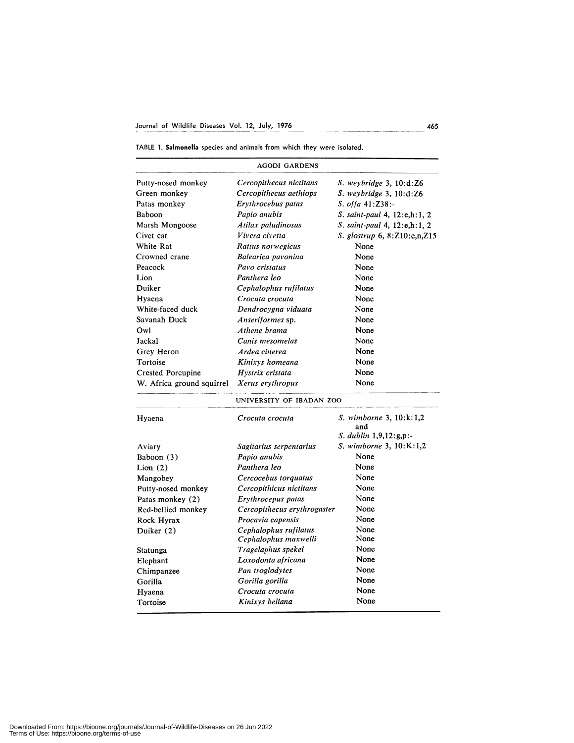TABLE 1. **Salmonella** species and animals from which they were isolated.

| | | |
|---|---|---|
| **AGODI GARDENS** | | |
| Putty-nosed monkey | *Cercopithecus nictitans* | *S. weybridge* 3, 10:d:Z6 |
| Green monkey | *Cercopithecus aethiops* | *S. weybridge* 3, 10:d:Z6 |
| Patas monkey | *Erythrocebus patas* | *S. offa* 41:Z38:- |
| Baboon | *Papio anubis* | *S. saint-paul* 4, 12:e,h:1, 2 |
| Marsh Mongoose | *Atilax paludinosus* | *S. saint-paul* 4, 12:e,h:1, 2 |
| Civet cat | *Vivera civetta* | *S. glostrup* 6, 8:Z10:e,n,Z15 |
| White Rat | *Rattus norwegicus* | None |
| Crowned crane | *Balearica pavonina* | None |
| Peacock | *Pavo cristatus* | None |
| Lion | *Panthera leo* | None |
| Duiker | *Cephalophus rufilatus* | None |
| Hyaena | *Crocuta crocuta* | None |
| White-faced duck | *Dendrocygna viduata* | None |
| Savanah Duck | *Anseriformes* sp. | None |
| Owl | *Athene brama* | None |
| Jackal | *Canis mesomelas* | None |
| Grey Heron | *Ardea cinerea* | None |
| Tortoise | *Kinixys homeana* | None |
| Crested Porcupine | *Hystrix cristata* | None |
| W. Africa ground squirrel | *Xerus erythropus* | None |
| **UNIVERSITY OF IBADAN ZOO** | | |
| Hyaena | *Crocuta crocuta* | *S. wimborne* 3, 10:k:1,2 and *S. dublin* 1,9,12:g,p:- |
| Aviary | *Sagitarius serpentarius* | *S. wimborne* 3, 10:K:1,2 |
| Baboon (3) | *Papio anubis* | None |
| Lion (2) | *Panthera leo* | None |
| Mangobey | *Cercocebus torquatus* | None |
| Putty-nosed monkey | *Cercopithicus nictitans* | None |
| Patas monkey (2) | *Erythrocepus patas* | None |
| Red-bellied monkey | *Cercopithecus erythrogaster* | None |
| Rock Hyrax | *Procavia capensis* | None |
| Duiker (2) | *Cephalophus rufilatus* | None |
| | *Cephalophus maxwelli* | None |
| Statunga | *Tragelaphus spekei* | None |
| Elephant | *Loxodonta africana* | None |
| Chimpanzee | *Pan troglodytes* | None |
| Gorilla | *Gorilla gorilla* | None |
| Hyaena | *Crocuta crocuta* | None |
| Tortoise | *Kinixys beliana* | None |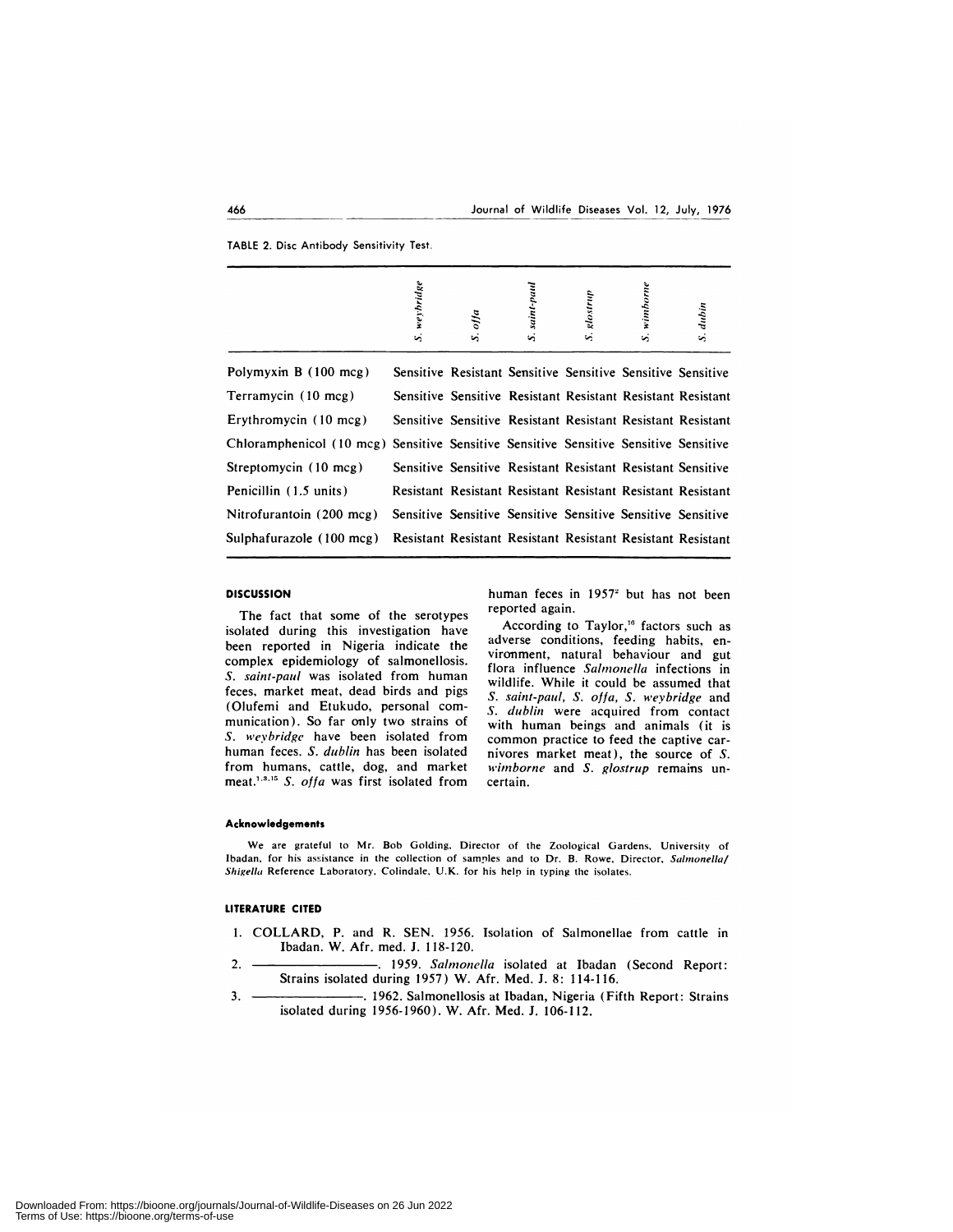TABLE 2. Disc Antibody Sensitivity Test.

| | *S. weybridge* | *S. offa* | *S. saint-paul* | *S. glostrup* | *S. wimborne* | *S. dublin* |
|---|---|---|---|---|---|---|
| Polymyxin B (100 mcg) | Sensitive | Resistant | Sensitive | Sensitive | Sensitive | Sensitive |
| Terramycin (10 mcg) | Sensitive | Sensitive | Resistant | Resistant | Resistant | Resistant |
| Erythromycin (10 mcg) | Sensitive | Sensitive | Resistant | Resistant | Resistant | Resistant |
| Chloramphenicol (10 mcg) | Sensitive | Sensitive | Sensitive | Sensitive | Sensitive | Sensitive |
| Streptomycin (10 mcg) | Sensitive | Sensitive | Resistant | Resistant | Resistant | Sensitive |
| Penicillin (1.5 units) | Resistant | Resistant | Resistant | Resistant | Resistant | Resistant |
| Nitrofurantoin (200 mcg) | Sensitive | Sensitive | Sensitive | Sensitive | Sensitive | Sensitive |
| Sulphafurazole (100 mcg) | Resistant | Resistant | Resistant | Resistant | Resistant | Resistant |

## DISCUSSION

The fact that some of the serotypes isolated during this investigation have been reported in Nigeria indicate the complex epidemiology of salmonellosis. *S. saint-paul* was isolated from human feces, market meat, dead birds and pigs (Olufemi and Etukudo, personal communication). So far only two strains of *S. weybridge* have been isolated from human feces. *S. dublin* has been isolated from humans, cattle, dog, and market meat.[1,8,15] *S. offa* was first isolated from human feces in 1957[2] but has not been reported again.

According to Taylor,[16] factors such as adverse conditions, feeding habits, environment, natural behaviour and gut flora influence *Salmonella* infections in wildlife. While it could be assumed that *S. saint-paul, S. offa, S. weybridge* and *S. dublin* were acquired from contact with human beings and animals (it is common practice to feed the captive carnivores market meat), the source of *S. wimborne* and *S. glostrup* remains uncertain.

#### Acknowledgements

We are grateful to Mr. Bob Golding, Director of the Zoological Gardens, University of Ibadan, for his assistance in the collection of samples and to Dr. B. Rowe, Director, *Salmonella/Shigella* Reference Laboratory, Colindale, U.K. for his help in typing the isolates.

## LITERATURE CITED

1. COLLARD, P. and R. SEN. 1956. Isolation of Salmonellae from cattle in Ibadan. W. Afr. med. J. 118-120.
2. ——————. 1959. *Salmonella* isolated at Ibadan (Second Report: Strains isolated during 1957) W. Afr. Med. J. 8: 114-116.
3. ——————. 1962. Salmonellosis at Ibadan, Nigeria (Fifth Report: Strains isolated during 1956-1960). W. Afr. Med. J. 106-112.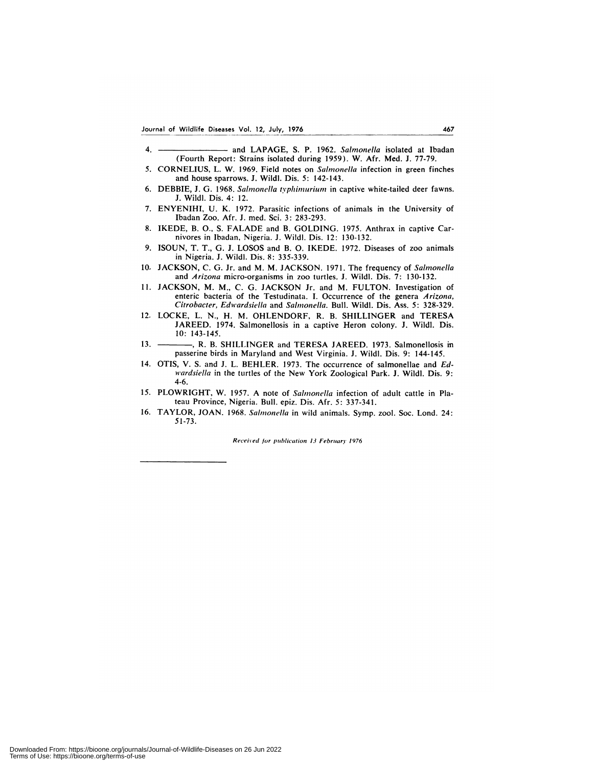4. ——————— and LAPAGE, S. P. 1962. *Salmonella* isolated at Ibadan (Fourth Report: Strains isolated during 1959). W. Afr. Med. J. 77-79.
5. CORNELIUS, L. W. 1969. Field notes on *Salmonella* infection in green finches and house sparrows. J. Wildl. Dis. 5: 142-143.
6. DEBBIE, J. G. 1968. *Salmonella typhimurium* in captive white-tailed deer fawns. J. Wildl. Dis. 4: 12.
7. ENYENIHI, U. K. 1972. Parasitic infections of animals in the University of Ibadan Zoo. Afr. J. med. Sci. 3: 283-293.
8. IKEDE, B. O., S. FALADE and B. GOLDING. 1975. Anthrax in captive Carnivores in Ibadan, Nigeria. J. Wildl. Dis. 12: 130-132.
9. ISOUN, T. T., G. J. LOSOS and B. O. IKEDE. 1972. Diseases of zoo animals in Nigeria. J. Wildl. Dis. 8: 335-339.
10. JACKSON, C. G. Jr. and M. M. JACKSON. 1971. The frequency of *Salmonella* and *Arizona* micro-organisms in zoo turtles. J. Wildl. Dis. 7: 130-132.
11. JACKSON, M. M., C. G. JACKSON Jr. and M. FULTON. Investigation of enteric bacteria of the Testudinata. I. Occurrence of the genera *Arizona, Citrobacter, Edwardsiella* and *Salmonella*. Bull. Wildl. Dis. Ass. 5: 328-329.
12. LOCKE, L. N., H. M. OHLENDORF, R. B. SHILLINGER and TERESA JAREED. 1974. Salmonellosis in a captive Heron colony. J. Wildl. Dis. 10: 143-145.
13. ————, R. B. SHILLINGER and TERESA JAREED. 1973. Salmonellosis in passerine birds in Maryland and West Virginia. J. Wildl. Dis. 9: 144-145.
14. OTIS, V. S. and J. L. BEHLER. 1973. The occurrence of salmonellae and *Edwardsiella* in the turtles of the New York Zoological Park. J. Wildl. Dis. 9: 4-6.
15. PLOWRIGHT, W. 1957. A note of *Salmonella* infection of adult cattle in Plateau Province, Nigeria. Bull. epiz. Dis. Afr. 5: 337-341.
16. TAYLOR, JOAN. 1968. *Salmonella* in wild animals. Symp. zool. Soc. Lond. 24: 51-73.

*Received for publication 13 February 1976*